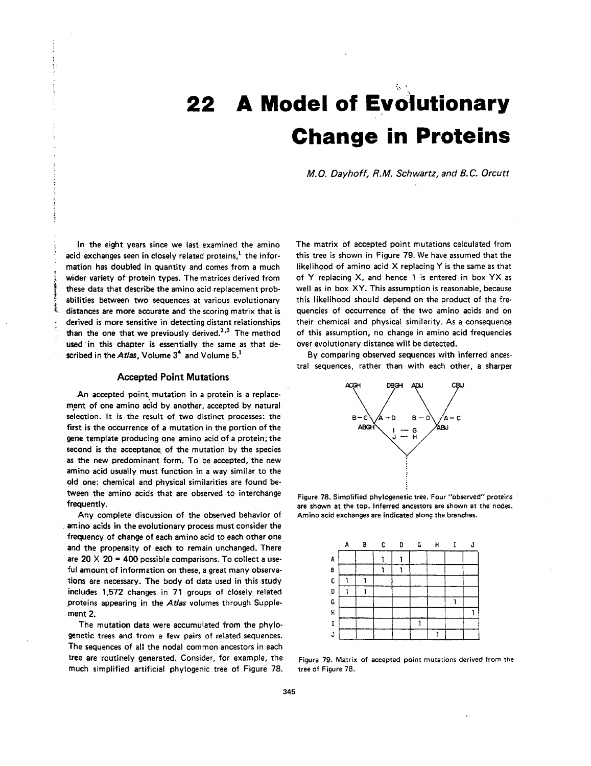# 22 A Model of Evolutionary Change in Proteins

*M.O. Dayhoff, R.M. Schwartz, and B.C. Orcutt*

In the eight years since we last examined the amino acid exchanges seen in closely related proteins,[1] the information has doubled in quantity and comes from a much wider variety of protein types. The matrices derived from these data that describe the amino acid replacement probabilities between two sequences at various evolutionary distances are more accurate and the scoring matrix that is derived is more sensitive in detecting distant relationships than the one that we previously derived.[2,3] The method used in this chapter is essentially the same as that described in the *Atlas*, Volume 3[4] and Volume 5.[1]

## Accepted Point Mutations

An accepted point mutation in a protein is a replacement of one amino acid by another, accepted by natural selection. It is the result of two distinct processes: the first is the occurrence of a mutation in the portion of the gene template producing one amino acid of a protein; the second is the acceptance of the mutation by the species as the new predominant form. To be accepted, the new amino acid usually must function in a way similar to the old one: chemical and physical similarities are found between the amino acids that are observed to interchange frequently.

Any complete discussion of the observed behavior of amino acids in the evolutionary process must consider the frequency of change of each amino acid to each other one and the propensity of each to remain unchanged. There are 20 X 20 = 400 possible comparisons. To collect a useful amount of information on these, a great many observations are necessary. The body of data used in this study includes 1,572 changes in 71 groups of closely related proteins appearing in the *Atlas* volumes through Supplement 2.

The mutation data were accumulated from the phylogenetic trees and from a few pairs of related sequences. The sequences of all the nodal common ancestors in each tree are routinely generated. Consider, for example, the much simplified artificial phylogenic tree of Figure 78. The matrix of accepted point mutations calculated from this tree is shown in Figure 79. We have assumed that the likelihood of amino acid X replacing Y is the same as that of Y replacing X, and hence 1 is entered in box YX as well as in box XY. This assumption is reasonable, because this likelihood should depend on the product of the frequencies of occurrence of the two amino acids and on their chemical and physical similarity. As a consequence of this assumption, no change in amino acid frequencies over evolutionary distance will be detected.

By comparing observed sequences with inferred ancestral sequences, rather than with each other, a sharper

Figure 78. Simplified phylogenetic tree. Four "observed" proteins are shown at the top. Inferred ancestors are shown at the nodes. Amino acid exchanges are indicated along the branches.

| | A | B | C | D | G | H | I | J |
|---|---|---|---|---|---|---|---|---|
| A | | | 1 | 1 | | | | |
| B | | | 1 | 1 | | | | |
| C | 1 | 1 | | | | | | |
| D | 1 | 1 | | | | | | |
| G | | | | | | | 1 | |
| H | | | | | | | | 1 |
| I | | | | | 1 | | | |
| J | | | | | | 1 | | |

Figure 79. Matrix of accepted point mutations derived from the tree of Figure 78.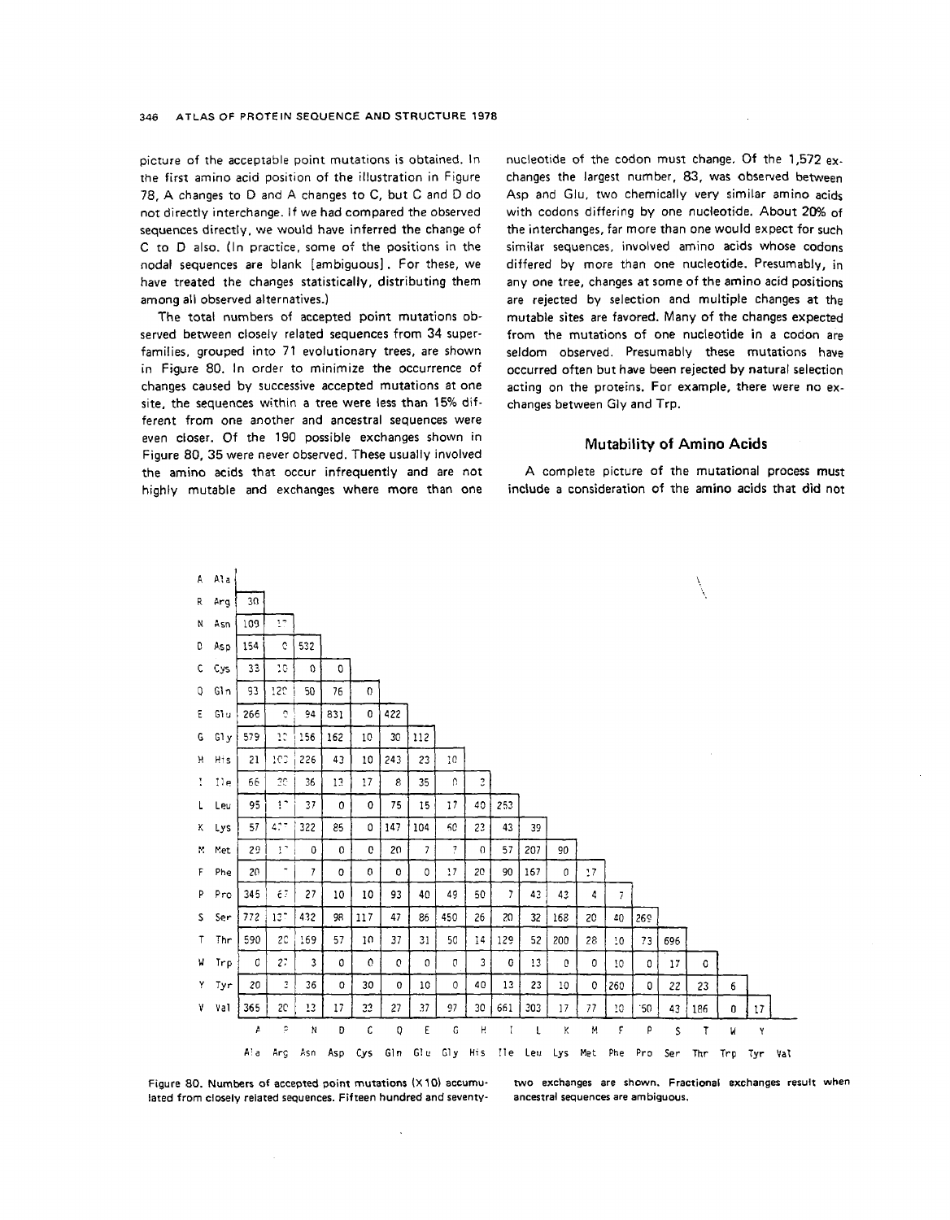picture of the acceptable point mutations is obtained. In the first amino acid position of the illustration in Figure 78, A changes to D and A changes to C, but C and D do not directly interchange. If we had compared the observed sequences directly, we would have inferred the change of C to D also. (In practice, some of the positions in the nodal sequences are blank [ambiguous]. For these, we have treated the changes statistically, distributing them among all observed alternatives.)

The total numbers of accepted point mutations observed between closely related sequences from 34 superfamilies, grouped into 71 evolutionary trees, are shown in Figure 80. In order to minimize the occurrence of changes caused by successive accepted mutations at one site, the sequences within a tree were less than 15% different from one another and ancestral sequences were even closer. Of the 190 possible exchanges shown in Figure 80, 35 were never observed. These usually involved the amino acids that occur infrequently and are not highly mutable and exchanges where more than one nucleotide of the codon must change. Of the 1,572 exchanges the largest number, 83, was observed between Asp and Glu, two chemically very similar amino acids with codons differing by one nucleotide. About 20% of the interchanges, far more than one would expect for such similar sequences, involved amino acids whose codons differed by more than one nucleotide. Presumably, in any one tree, changes at some of the amino acid positions are rejected by selection and multiple changes at the mutable sites are favored. Many of the changes expected from the mutations of one nucleotide in a codon are seldom observed. Presumably these mutations have occurred often but have been rejected by natural selection acting on the proteins. For example, there were no exchanges between Gly and Trp.

## Mutability of Amino Acids

A complete picture of the mutational process must include a consideration of the amino acids that did not

| | A Ala | R Arg | N Asn | D Asp | C Cys | Q Gln | E Glu | G Gly | H His | I Ile | L Leu | K Lys | M Met | F Phe | P Pro | S Ser | T Thr | W Trp | Y Tyr | V Val |
|---|---|---|---|---|---|---|---|---|---|---|---|---|---|---|---|---|---|---|---|---|
| A Ala | | | | | | | | | | | | | | | | | | | | |
| R Arg | 30 | | | | | | | | | | | | | | | | | | | |
| N Asn | 109 | 17 | | | | | | | | | | | | | | | | | | |
| D Asp | 154 | 0 | 532 | | | | | | | | | | | | | | | | | |
| C Cys | 33 | 10 | 0 | 0 | | | | | | | | | | | | | | | | |
| Q Gln | 93 | 120 | 50 | 76 | 0 | | | | | | | | | | | | | | | |
| E Glu | 266 | 0 | 94 | 831 | 0 | 422 | | | | | | | | | | | | | | |
| G Gly | 579 | 10 | 156 | 162 | 10 | 30 | 112 | | | | | | | | | | | | | |
| H His | 21 | 103 | 226 | 43 | 10 | 243 | 23 | 10 | | | | | | | | | | | | |
| I Ile | 66 | 30 | 36 | 13 | 17 | 8 | 35 | 0 | 3 | | | | | | | | | | | |
| L Leu | 95 | 17 | 37 | 0 | 0 | 75 | 15 | 17 | 40 | 253 | | | | | | | | | | |
| K Lys | 57 | 477 | 322 | 85 | 0 | 147 | 104 | 60 | 23 | 43 | 39 | | | | | | | | | |
| M Met | 29 | 17 | 0 | 0 | 0 | 20 | 7 | 7 | 0 | 57 | 207 | 90 | | | | | | | | |
| F Phe | 20 | 7 | 7 | 0 | 0 | 0 | 0 | 17 | 20 | 90 | 167 | 0 | 17 | | | | | | | |
| P Pro | 345 | 67 | 27 | 10 | 10 | 93 | 40 | 49 | 50 | 7 | 43 | 43 | 4 | 7 | | | | | | |
| S Ser | 772 | 137 | 432 | 98 | 117 | 47 | 86 | 450 | 26 | 20 | 32 | 168 | 20 | 40 | 269 | | | | | |
| T Thr | 590 | 20 | 169 | 57 | 10 | 37 | 31 | 50 | 14 | 129 | 52 | 200 | 28 | 10 | 73 | 696 | | | | |
| W Trp | 0 | 27 | 3 | 0 | 0 | 0 | 0 | 0 | 3 | 0 | 13 | 0 | 0 | 10 | 0 | 17 | 0 | | | |
| Y Tyr | 20 | 3 | 36 | 0 | 30 | 0 | 10 | 0 | 40 | 13 | 23 | 10 | 0 | 260 | 0 | 22 | 23 | 6 | | |
| V Val | 365 | 20 | 13 | 17 | 33 | 27 | 37 | 97 | 30 | 661 | 303 | 17 | 77 | 10 | 50 | 43 | 186 | 0 | 17 | |

Figure 80. Numbers of accepted point mutations (X10) accumulated from closely related sequences. Fifteen hundred and seventy-two exchanges are shown. Fractional exchanges result when ancestral sequences are ambiguous.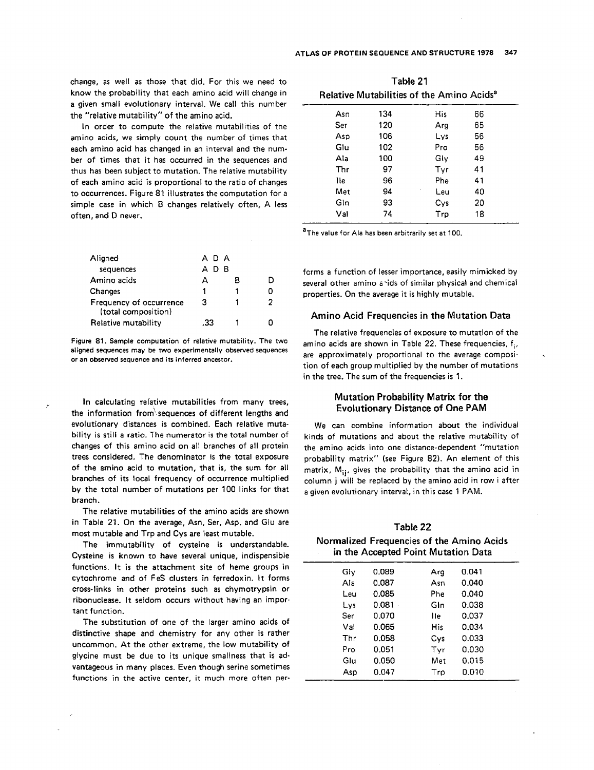change, as well as those that did. For this we need to know the probability that each amino acid will change in a given small evolutionary interval. We call this number the "relative mutability" of the amino acid.

In order to compute the relative mutabilities of the amino acids, we simply count the number of times that each amino acid has changed in an interval and the number of times that it has occurred in the sequences and thus has been subject to mutation. The relative mutability of each amino acid is proportional to the ratio of changes to occurrences. Figure 81 illustrates the computation for a simple case in which B changes relatively often, A less often, and D never.

| Aligned sequences | A D A<br>A D B | | |
|---|---|---|---|
| Amino acids | A | B | D |
| Changes | 1 | 1 | 0 |
| Frequency of occurrence (total composition) | 3 | 1 | 2 |
| Relative mutability | .33 | 1 | 0 |

Figure 81. Sample computation of relative mutability. The two aligned sequences may be two experimentally observed sequences or an observed sequence and its inferred ancestor.

In calculating relative mutabilities from many trees, the information from sequences of different lengths and evolutionary distances is combined. Each relative mutability is still a ratio. The numerator is the total number of changes of this amino acid on all branches of all protein trees considered. The denominator is the total exposure of the amino acid to mutation, that is, the sum for all branches of its local frequency of occurrence multiplied by the total number of mutations per 100 links for that branch.

The relative mutabilities of the amino acids are shown in Table 21. On the average, Asn, Ser, Asp, and Glu are most mutable and Trp and Cys are least mutable.

The immutability of cysteine is understandable. Cysteine is known to have several unique, indispensible functions. It is the attachment site of heme groups in cytochrome and of FeS clusters in ferredoxin. It forms cross-links in other proteins such as chymotrypsin or ribonuclease. It seldom occurs without having an important function.

The substitution of one of the larger amino acids of distinctive shape and chemistry for any other is rather uncommon. At the other extreme, the low mutability of glycine must be due to its unique smallness that is advantageous in many places. Even though serine sometimes functions in the active center, it much more often performs a function of lesser importance, easily mimicked by several other amino acids of similar physical and chemical properties. On the average it is highly mutable.

**Table 21**
**Relative Mutabilities of the Amino Acids[a]**

| | | | |
|---|---|---|---|
| Asn | 134 | His | 66 |
| Ser | 120 | Arg | 65 |
| Asp | 106 | Lys | 56 |
| Glu | 102 | Pro | 56 |
| Ala | 100 | Gly | 49 |
| Thr | 97 | Tyr | 41 |
| Ile | 96 | Phe | 41 |
| Met | 94 | Leu | 40 |
| Gln | 93 | Cys | 20 |
| Val | 74 | Trp | 18 |

[a]The value for Ala has been arbitrarily set at 100.

## Amino Acid Frequencies in the Mutation Data

The relative frequencies of exposure to mutation of the amino acids are shown in Table 22. These frequencies, $f_i$, are approximately proportional to the average composition of each group multiplied by the number of mutations in the tree. The sum of the frequencies is 1.

## Mutation Probability Matrix for the Evolutionary Distance of One PAM

We can combine information about the individual kinds of mutations and about the relative mutability of the amino acids into one distance-dependent "mutation probability matrix" (see Figure 82). An element of this matrix, $M_{ij}$, gives the probability that the amino acid in column j will be replaced by the amino acid in row i after a given evolutionary interval, in this case 1 PAM.

**Table 22**
**Normalized Frequencies of the Amino Acids in the Accepted Point Mutation Data**

| | | | |
|---|---|---|---|
| Gly | 0.089 | Arg | 0.041 |
| Ala | 0.087 | Asn | 0.040 |
| Leu | 0.085 | Phe | 0.040 |
| Lys | 0.081 | Gln | 0.038 |
| Ser | 0.070 | Ile | 0.037 |
| Val | 0.065 | His | 0.034 |
| Thr | 0.058 | Cys | 0.033 |
| Pro | 0.051 | Tyr | 0.030 |
| Glu | 0.050 | Met | 0.015 |
| Asp | 0.047 | Trp | 0.010 |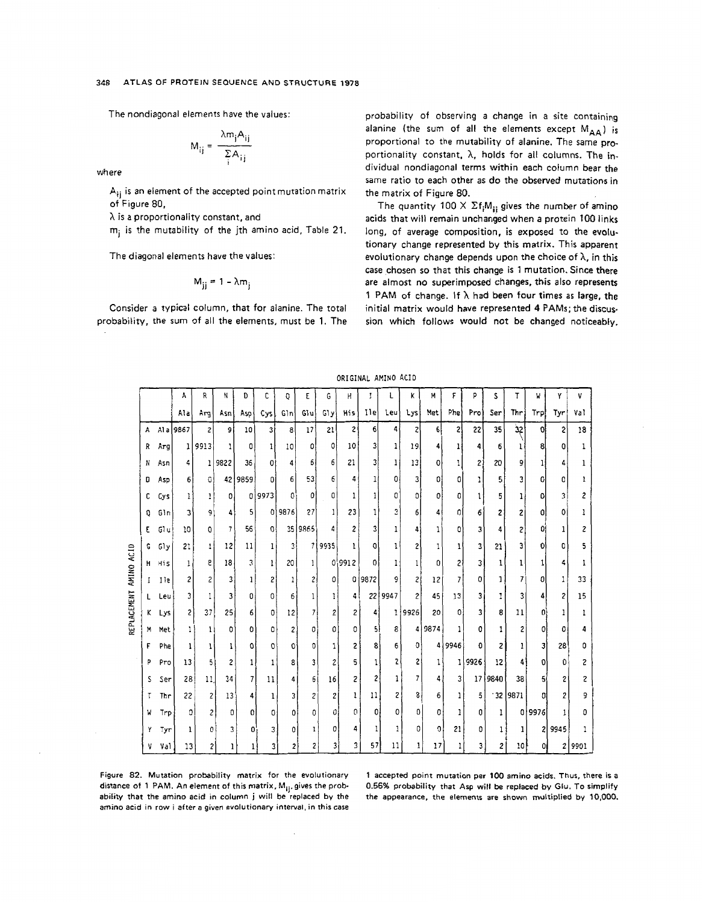The nondiagonal elements have the values:

$$M_{ij} = \frac{\lambda m_j A_{ij}}{\sum_i A_{ij}}$$

where

$A_{ij}$ is an element of the accepted point mutation matrix of Figure 80,

$\lambda$ is a proportionality constant, and

$m_j$ is the mutability of the jth amino acid, Table 21.

The diagonal elements have the values:

$$M_{jj} = 1 - \lambda m_j$$

Consider a typical column, that for alanine. The total probability, the sum of all the elements, must be 1. The probability of observing a change in a site containing alanine (the sum of all the elements except $M_{AA}$) is proportional to the mutability of alanine. The same proportionality constant, $\lambda$, holds for all columns. The individual nondiagonal terms within each column bear the same ratio to each other as do the observed mutations in the matrix of Figure 80.

The quantity $100 \times \Sigma f_i M_{ii}$ gives the number of amino acids that will remain unchanged when a protein 100 links long, of average composition, is exposed to the evolutionary change represented by this matrix. This apparent evolutionary change depends upon the choice of $\lambda$, in this case chosen so that this change is 1 mutation. Since there are almost no superimposed changes, this also represents 1 PAM of change. If $\lambda$ had been four times as large, the initial matrix would have represented 4 PAMs; the discussion which follows would not be changed noticeably.

ORIGINAL AMINO ACID (columns); REPLACEMENT AMINO ACID (rows)

| | | A | R | N | D | C | Q | E | G | H | I | L | K | M | F | P | S | T | W | Y | V |
|---|---|---|---|---|---|---|---|---|---|---|---|---|---|---|---|---|---|---|---|---|---|
| | | Ala | Arg | Asn | Asp | Cys | Gln | Glu | Gly | His | Ile | Leu | Lys | Met | Phe | Pro | Ser | Thr | Trp | Tyr | Val |
| A | Ala | 9867 | 2 | 9 | 10 | 3 | 8 | 17 | 21 | 2 | 6 | 4 | 2 | 6 | 2 | 22 | 35 | 32 | 0 | 2 | 18 |
| R | Arg | 1 | 9913 | 1 | 0 | 1 | 10 | 0 | 0 | 10 | 3 | 1 | 19 | 4 | 1 | 4 | 6 | 1 | 8 | 0 | 1 |
| N | Asn | 4 | 1 | 9822 | 36 | 0 | 4 | 6 | 6 | 21 | 3 | 1 | 13 | 0 | 1 | 2 | 20 | 9 | 1 | 4 | 1 |
| D | Asp | 6 | 0 | 42 | 9859 | 0 | 6 | 53 | 6 | 4 | 1 | 0 | 3 | 0 | 0 | 1 | 5 | 3 | 0 | 0 | 1 |
| C | Cys | 1 | 1 | 0 | 0 | 9973 | 0 | 0 | 0 | 1 | 1 | 0 | 0 | 0 | 0 | 1 | 5 | 1 | 0 | 3 | 2 |
| Q | Gln | 3 | 9 | 4 | 5 | 0 | 9876 | 27 | 1 | 23 | 1 | 3 | 6 | 4 | 0 | 6 | 2 | 2 | 0 | 0 | 1 |
| E | Glu | 10 | 0 | 7 | 56 | 0 | 35 | 9865 | 4 | 2 | 3 | 1 | 4 | 1 | 0 | 3 | 4 | 2 | 0 | 1 | 2 |
| G | Gly | 21 | 1 | 12 | 11 | 1 | 3 | 7 | 9935 | 1 | 0 | 1 | 2 | 1 | 1 | 3 | 21 | 3 | 0 | 0 | 5 |
| H | His | 1 | 8 | 18 | 3 | 1 | 20 | 1 | 0 | 9912 | 0 | 1 | 1 | 0 | 2 | 3 | 1 | 1 | 1 | 4 | 1 |
| I | Ile | 2 | 2 | 3 | 1 | 2 | 1 | 2 | 0 | 0 | 9872 | 9 | 2 | 12 | 7 | 0 | 1 | 7 | 0 | 1 | 33 |
| L | Leu | 3 | 1 | 3 | 0 | 0 | 6 | 1 | 1 | 4 | 22 | 9947 | 2 | 45 | 13 | 3 | 1 | 3 | 4 | 2 | 15 |
| K | Lys | 2 | 37 | 25 | 6 | 0 | 12 | 7 | 2 | 2 | 4 | 1 | 9926 | 20 | 0 | 3 | 8 | 11 | 0 | 1 | 1 |
| M | Met | 1 | 1 | 0 | 0 | 0 | 2 | 0 | 0 | 0 | 5 | 8 | 4 | 9874 | 1 | 0 | 1 | 2 | 0 | 0 | 4 |
| F | Phe | 1 | 1 | 1 | 0 | 0 | 0 | 0 | 1 | 2 | 8 | 6 | 0 | 4 | 9946 | 0 | 2 | 1 | 3 | 28 | 0 |
| P | Pro | 13 | 5 | 2 | 1 | 1 | 8 | 3 | 2 | 5 | 1 | 2 | 2 | 1 | 1 | 9926 | 12 | 4 | 0 | 0 | 2 |
| S | Ser | 28 | 11 | 34 | 7 | 11 | 4 | 6 | 16 | 2 | 2 | 1 | 7 | 4 | 3 | 17 | 9840 | 38 | 5 | 2 | 2 |
| T | Thr | 22 | 2 | 13 | 4 | 1 | 3 | 2 | 2 | 1 | 11 | 2 | 8 | 6 | 1 | 5 | 32 | 9871 | 0 | 2 | 9 |
| W | Trp | 0 | 2 | 0 | 0 | 0 | 0 | 0 | 0 | 0 | 0 | 0 | 0 | 0 | 1 | 0 | 1 | 0 | 9976 | 1 | 0 |
| Y | Tyr | 1 | 0 | 3 | 0 | 3 | 0 | 1 | 0 | 4 | 1 | 1 | 0 | 0 | 21 | 0 | 1 | 1 | 2 | 9945 | 1 |
| V | Val | 13 | 2 | 1 | 1 | 3 | 2 | 2 | 3 | 3 | 57 | 11 | 1 | 17 | 1 | 3 | 2 | 10 | 0 | 2 | 9901 |

Figure 82. Mutation probability matrix for the evolutionary distance of 1 PAM. An element of this matrix, $M_{ij}$, gives the probability that the amino acid in column j will be replaced by the amino acid in row i after a given evolutionary interval, in this case 1 accepted point mutation per 100 amino acids. Thus, there is a 0.56% probability that Asp will be replaced by Glu. To simplify the appearance, the elements are shown multiplied by 10,000.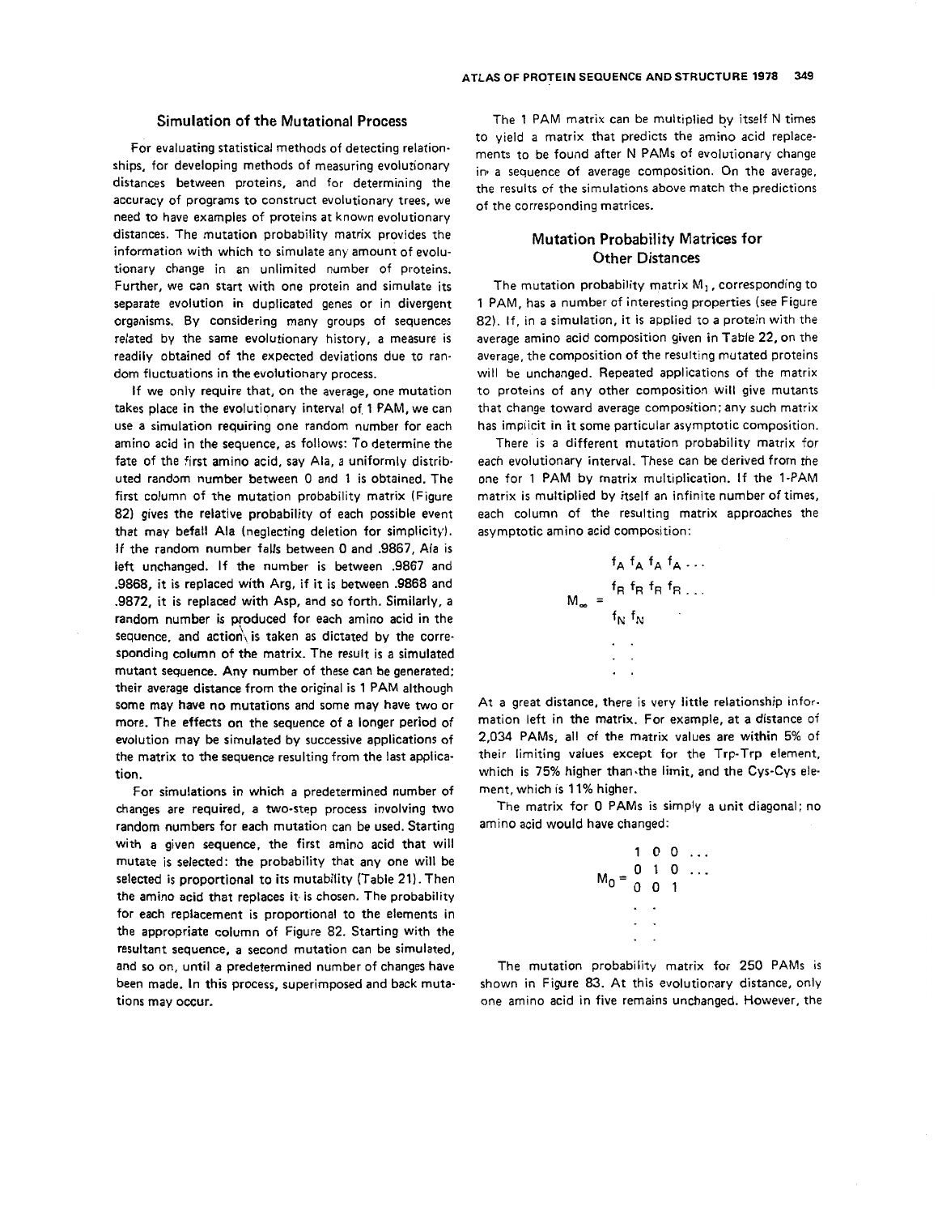## Simulation of the Mutational Process

For evaluating statistical methods of detecting relationships, for developing methods of measuring evolutionary distances between proteins, and for determining the accuracy of programs to construct evolutionary trees, we need to have examples of proteins at known evolutionary distances. The mutation probability matrix provides the information with which to simulate any amount of evolutionary change in an unlimited number of proteins. Further, we can start with one protein and simulate its separate evolution in duplicated genes or in divergent organisms. By considering many groups of sequences related by the same evolutionary history, a measure is readily obtained of the expected deviations due to random fluctuations in the evolutionary process.

If we only require that, on the average, one mutation takes place in the evolutionary interval of 1 PAM, we can use a simulation requiring one random number for each amino acid in the sequence, as follows: To determine the fate of the first amino acid, say Ala, a uniformly distributed random number between 0 and 1 is obtained. The first column of the mutation probability matrix (Figure 82) gives the relative probability of each possible event that may befall Ala (neglecting deletion for simplicity). If the random number falls between 0 and .9867, Ala is left unchanged. If the number is between .9867 and .9868, it is replaced with Arg, if it is between .9868 and .9872, it is replaced with Asp, and so forth. Similarly, a random number is produced for each amino acid in the sequence, and action is taken as dictated by the corresponding column of the matrix. The result is a simulated mutant sequence. Any number of these can be generated; their average distance from the original is 1 PAM although some may have no mutations and some may have two or more. The effects on the sequence of a longer period of evolution may be simulated by successive applications of the matrix to the sequence resulting from the last application.

For simulations in which a predetermined number of changes are required, a two-step process involving two random numbers for each mutation can be used. Starting with a given sequence, the first amino acid that will mutate is selected: the probability that any one will be selected is proportional to its mutability (Table 21). Then the amino acid that replaces it is chosen. The probability for each replacement is proportional to the elements in the appropriate column of Figure 82. Starting with the resultant sequence, a second mutation can be simulated, and so on, until a predetermined number of changes have been made. In this process, superimposed and back mutations may occur.

The 1 PAM matrix can be multiplied by itself N times to yield a matrix that predicts the amino acid replacements to be found after N PAMs of evolutionary change in a sequence of average composition. On the average, the results of the simulations above match the predictions of the corresponding matrices.

## Mutation Probability Matrices for Other Distances

The mutation probability matrix $M_1$, corresponding to 1 PAM, has a number of interesting properties (see Figure 82). If, in a simulation, it is applied to a protein with the average amino acid composition given in Table 22, on the average, the composition of the resulting mutated proteins will be unchanged. Repeated applications of the matrix to proteins of any other composition will give mutants that change toward average composition; any such matrix has implicit in it some particular asymptotic composition.

There is a different mutation probability matrix for each evolutionary interval. These can be derived from the one for 1 PAM by matrix multiplication. If the 1-PAM matrix is multiplied by itself an infinite number of times, each column of the resulting matrix approaches the asymptotic amino acid composition:

$$M_\infty = \begin{matrix} f_A & f_A & f_A & f_A & \dots \\ f_R & f_R & f_R & f_R & \dots \\ f_N & f_N & & & \\ \cdot & \cdot & & & \\ \cdot & \cdot & & & \\ \cdot & \cdot & & & \end{matrix}$$

At a great distance, there is very little relationship information left in the matrix. For example, at a distance of 2,034 PAMs, all of the matrix values are within 5% of their limiting values except for the Trp-Trp element, which is 75% higher than the limit, and the Cys-Cys element, which is 11% higher.

The matrix for 0 PAMs is simply a unit diagonal; no amino acid would have changed:

$$M_0 = \begin{matrix} 1 & 0 & 0 & \dots \\ 0 & 1 & 0 & \dots \\ 0 & 0 & 1 & \\ \cdot & \cdot & & \\ \cdot & \cdot & & \\ \cdot & \cdot & & \end{matrix}$$

The mutation probability matrix for 250 PAMs is shown in Figure 83. At this evolutionary distance, only one amino acid in five remains unchanged. However, the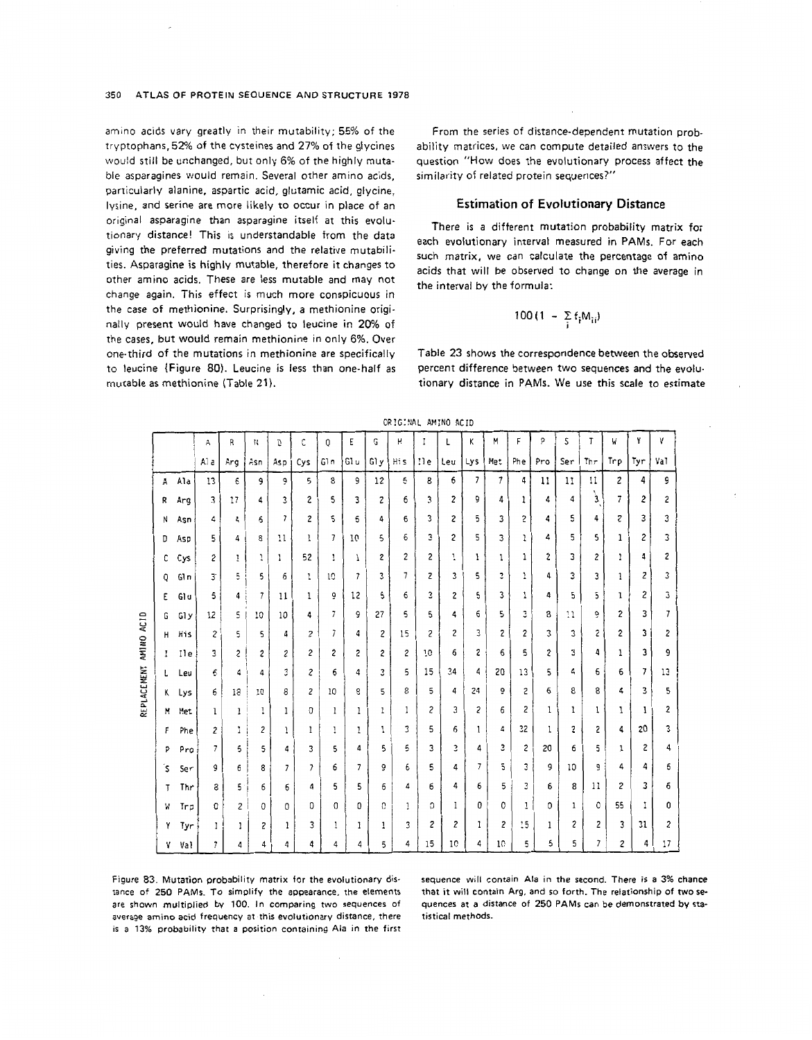amino acids vary greatly in their mutability; 55% of the tryptophans, 52% of the cysteines and 27% of the glycines would still be unchanged, but only 6% of the highly mutable asparagines would remain. Several other amino acids, particularly alanine, aspartic acid, glutamic acid, glycine, lysine, and serine are more likely to occur in place of an original asparagine than asparagine itself at this evolutionary distance! This is understandable from the data giving the preferred mutations and the relative mutabilities. Asparagine is highly mutable, therefore it changes to other amino acids. These are less mutable and may not change again. This effect is much more conspicuous in the case of methionine. Surprisingly, a methionine originally present would have changed to leucine in 20% of the cases, but would remain methionine in only 6%. Over one-third of the mutations in methionine are specifically to leucine (Figure 80). Leucine is less than one-half as mutable as methionine (Table 21).

From the series of distance-dependent mutation probability matrices, we can compute detailed answers to the question "How does the evolutionary process affect the similarity of related protein sequences?"

## Estimation of Evolutionary Distance

There is a different mutation probability matrix for each evolutionary interval measured in PAMs. For each such matrix, we can calculate the percentage of amino acids that will be observed to change on the average in the interval by the formula:

$$100(1 - \sum_i f_i M_{ii})$$

Table 23 shows the correspondence between the observed percent difference between two sequences and the evolutionary distance in PAMs. We use this scale to estimate

| REPLACEMENT AMINO ACID | | ORIGINAL AMINO ACID | | | | | | | | | | | | | | | | | | | |
|---|---|---|---|---|---|---|---|---|---|---|---|---|---|---|---|---|---|---|---|---|---|
| | | A | R | N | D | C | Q | E | G | H | I | L | K | M | F | P | S | T | W | Y | V |
| | | Ala | Arg | Asn | Asp | Cys | Gln | Glu | Gly | His | Ile | Leu | Lys | Met | Phe | Pro | Ser | Thr | Trp | Tyr | Val |
| A | Ala | 13 | 6 | 9 | 9 | 5 | 8 | 9 | 12 | 6 | 8 | 6 | 7 | 7 | 4 | 11 | 11 | 11 | 2 | 4 | 9 |
| R | Arg | 3 | 17 | 4 | 3 | 2 | 5 | 3 | 2 | 6 | 3 | 2 | 9 | 4 | 1 | 4 | 4 | 3 | 7 | 2 | 2 |
| N | Asn | 4 | 4 | 6 | 7 | 2 | 5 | 6 | 4 | 6 | 3 | 2 | 5 | 3 | 2 | 4 | 5 | 4 | 2 | 3 | 3 |
| D | Asp | 5 | 4 | 8 | 11 | 1 | 7 | 10 | 5 | 6 | 3 | 2 | 5 | 3 | 1 | 4 | 5 | 5 | 1 | 2 | 3 |
| C | Cys | 2 | 1 | 1 | 1 | 52 | 1 | 1 | 2 | 2 | 2 | 1 | 1 | 1 | 1 | 2 | 3 | 2 | 1 | 4 | 2 |
| Q | Gln | 3 | 5 | 5 | 6 | 1 | 10 | 7 | 3 | 7 | 2 | 3 | 5 | 3 | 1 | 4 | 3 | 3 | 1 | 2 | 3 |
| E | Glu | 5 | 4 | 7 | 11 | 1 | 9 | 12 | 5 | 6 | 3 | 2 | 5 | 3 | 1 | 4 | 5 | 5 | 1 | 2 | 3 |
| G | Gly | 12 | 5 | 10 | 10 | 4 | 7 | 9 | 27 | 5 | 5 | 4 | 6 | 5 | 3 | 8 | 11 | 9 | 2 | 3 | 7 |
| H | His | 2 | 5 | 5 | 4 | 2 | 7 | 4 | 2 | 15 | 2 | 2 | 3 | 2 | 2 | 3 | 3 | 2 | 2 | 3 | 2 |
| I | Ile | 3 | 2 | 2 | 2 | 2 | 2 | 2 | 2 | 2 | 10 | 6 | 2 | 6 | 5 | 2 | 3 | 4 | 1 | 3 | 9 |
| L | Leu | 6 | 4 | 4 | 3 | 2 | 6 | 4 | 3 | 5 | 15 | 34 | 4 | 20 | 13 | 5 | 4 | 6 | 6 | 7 | 13 |
| K | Lys | 6 | 18 | 10 | 8 | 2 | 10 | 8 | 5 | 8 | 5 | 4 | 24 | 9 | 2 | 6 | 8 | 8 | 4 | 3 | 5 |
| M | Met | 1 | 1 | 1 | 1 | 0 | 1 | 1 | 1 | 1 | 2 | 3 | 2 | 6 | 2 | 1 | 1 | 1 | 1 | 1 | 2 |
| F | Phe | 2 | 1 | 2 | 1 | 1 | 1 | 1 | 1 | 3 | 5 | 6 | 1 | 4 | 32 | 1 | 2 | 2 | 4 | 20 | 3 |
| P | Pro | 7 | 5 | 5 | 4 | 3 | 5 | 4 | 5 | 5 | 3 | 3 | 4 | 3 | 2 | 20 | 6 | 5 | 1 | 2 | 4 |
| S | Ser | 9 | 6 | 8 | 7 | 7 | 6 | 7 | 9 | 6 | 5 | 4 | 7 | 5 | 3 | 9 | 10 | 9 | 4 | 4 | 6 |
| T | Thr | 8 | 5 | 6 | 6 | 4 | 5 | 5 | 6 | 4 | 6 | 4 | 6 | 5 | 3 | 6 | 8 | 11 | 2 | 3 | 6 |
| W | Trp | 0 | 2 | 0 | 0 | 0 | 0 | 0 | 0 | 1 | 0 | 1 | 0 | 0 | 1 | 0 | 1 | 0 | 55 | 1 | 0 |
| Y | Tyr | 1 | 1 | 2 | 1 | 3 | 1 | 1 | 1 | 3 | 2 | 2 | 1 | 2 | 15 | 1 | 2 | 2 | 3 | 31 | 2 |
| V | Val | 7 | 4 | 4 | 4 | 4 | 4 | 4 | 5 | 4 | 15 | 10 | 4 | 10 | 5 | 5 | 5 | 7 | 2 | 4 | 17 |

Figure 83. Mutation probability matrix for the evolutionary distance of 250 PAMs. To simplify the appearance, the elements are shown multiplied by 100. In comparing two sequences of average amino acid frequency at this evolutionary distance, there is a 13% probability that a position containing Ala in the first sequence will contain Ala in the second. There is a 3% chance that it will contain Arg, and so forth. The relationship of two sequences at a distance of 250 PAMs can be demonstrated by statistical methods.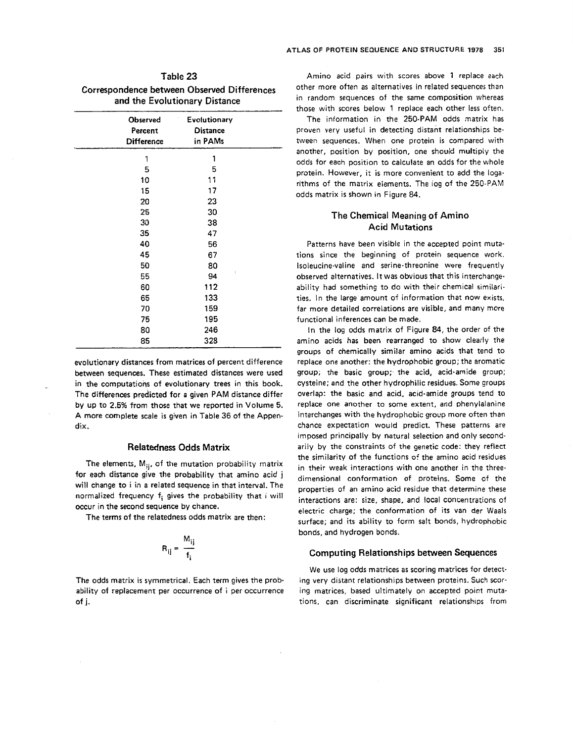## Table 23
## Correspondence between Observed Differences and the Evolutionary Distance

| Observed Percent Difference | Evolutionary Distance in PAMs |
|---|---|
| 1 | 1 |
| 5 | 5 |
| 10 | 11 |
| 15 | 17 |
| 20 | 23 |
| 25 | 30 |
| 30 | 38 |
| 35 | 47 |
| 40 | 56 |
| 45 | 67 |
| 50 | 80 |
| 55 | 94 |
| 60 | 112 |
| 65 | 133 |
| 70 | 159 |
| 75 | 195 |
| 80 | 246 |
| 85 | 328 |

evolutionary distances from matrices of percent difference between sequences. These estimated distances were used in the computations of evolutionary trees in this book. The differences predicted for a given PAM distance differ by up to 2.5% from those that we reported in Volume 5. A more complete scale is given in Table 36 of the Appendix.

### Relatedness Odds Matrix

The elements, $M_{ij}$, of the mutation probability matrix for each distance give the probability that amino acid j will change to i in a related sequence in that interval. The normalized frequency $f_i$ gives the probability that i will occur in the second sequence by chance.

The terms of the relatedness odds matrix are then:

$$R_{ij} = \frac{M_{ij}}{f_i}$$

The odds matrix is symmetrical. Each term gives the probability of replacement per occurrence of i per occurrence of j.

Amino acid pairs with scores above 1 replace each other more often as alternatives in related sequences than in random sequences of the same composition whereas those with scores below 1 replace each other less often.

The information in the 250-PAM odds matrix has proven very useful in detecting distant relationships between sequences. When one protein is compared with another, position by position, one should multiply the odds for each position to calculate an odds for the whole protein. However, it is more convenient to add the logarithms of the matrix elements. The log of the 250-PAM odds matrix is shown in Figure 84.

### The Chemical Meaning of Amino Acid Mutations

Patterns have been visible in the accepted point mutations since the beginning of protein sequence work. Isoleucine-valine and serine-threonine were frequently observed alternatives. It was obvious that this interchangeability had something to do with their chemical similarities. In the large amount of information that now exists, far more detailed correlations are visible, and many more functional inferences can be made.

In the log odds matrix of Figure 84, the order of the amino acids has been rearranged to show clearly the groups of chemically similar amino acids that tend to replace one another: the hydrophobic group; the aromatic group; the basic group; the acid, acid-amide group; cysteine; and the other hydrophilic residues. Some groups overlap: the basic and acid, acid-amide groups tend to replace one another to some extent, and phenylalanine interchanges with the hydrophobic group more often than chance expectation would predict. These patterns are imposed principally by natural selection and only secondarily by the constraints of the genetic code: they reflect the similarity of the functions of the amino acid residues in their weak interactions with one another in the three-dimensional conformation of proteins. Some of the properties of an amino acid residue that determine these interactions are: size, shape, and local concentrations of electric charge; the conformation of its van der Waals surface; and its ability to form salt bonds, hydrophobic bonds, and hydrogen bonds.

### Computing Relationships between Sequences

We use log odds matrices as scoring matrices for detecting very distant relationships between proteins. Such scoring matrices, based ultimately on accepted point mutations, can discriminate significant relationships from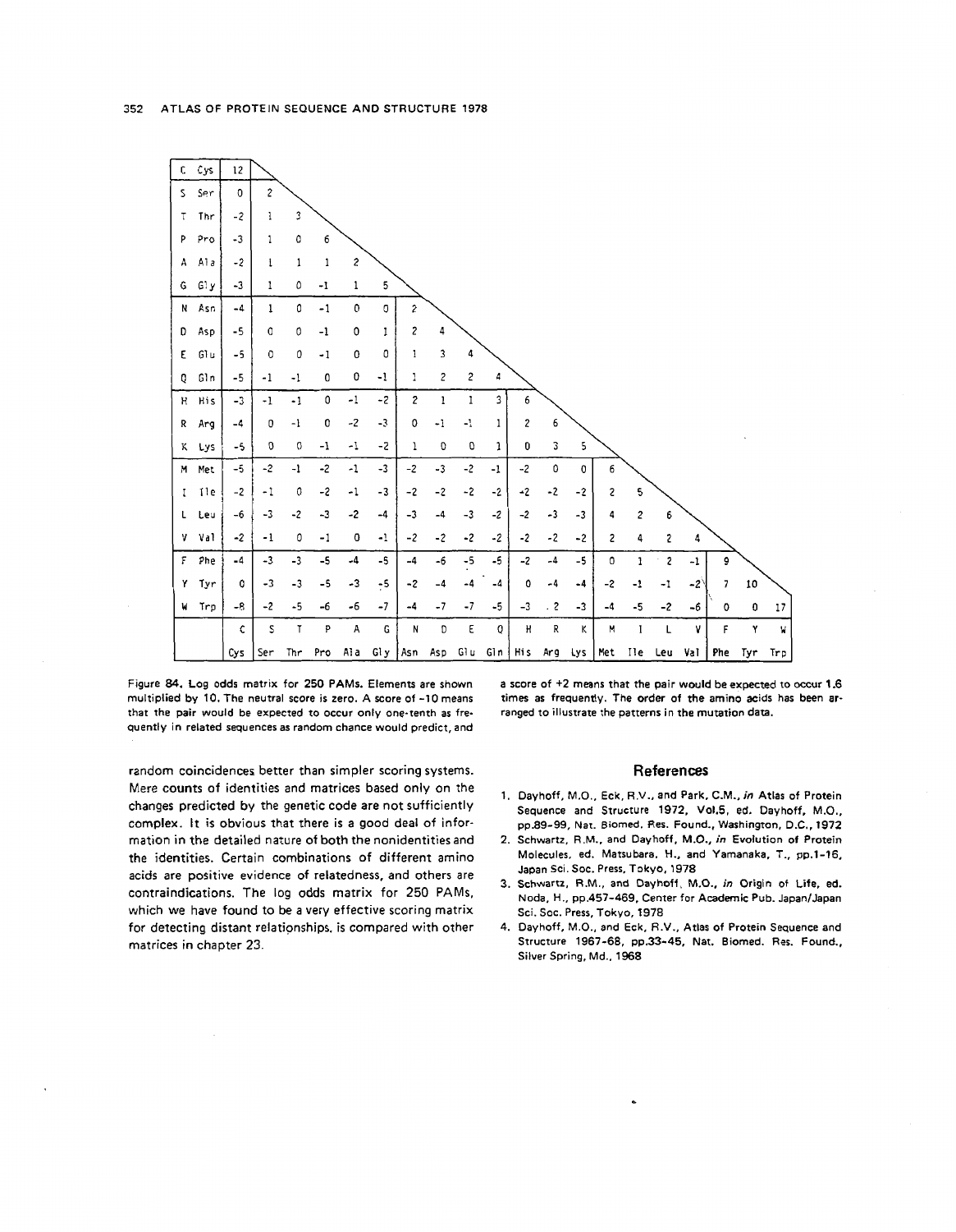| | | | | | | | | | | | | | | | | | | | | | |
|---|---|---|---|---|---|---|---|---|---|---|---|---|---|---|---|---|---|---|---|---|---|
| C | Cys | 12 | | | | | | | | | | | | | | | | | | | |
| S | Ser | 0 | 2 | | | | | | | | | | | | | | | | | | |
| T | Thr | -2 | 1 | 3 | | | | | | | | | | | | | | | | | |
| P | Pro | -3 | 1 | 0 | 6 | | | | | | | | | | | | | | | | |
| A | Ala | -2 | 1 | 1 | 1 | 2 | | | | | | | | | | | | | | | |
| G | Gly | -3 | 1 | 0 | -1 | 1 | 5 | | | | | | | | | | | | | | |
| N | Asn | -4 | 1 | 0 | -1 | 0 | 0 | 2 | | | | | | | | | | | | | |
| D | Asp | -5 | 0 | 0 | -1 | 0 | 1 | 2 | 4 | | | | | | | | | | | | |
| E | Glu | -5 | 0 | 0 | -1 | 0 | 0 | 1 | 3 | 4 | | | | | | | | | | | |
| Q | Gln | -5 | -1 | -1 | 0 | 0 | -1 | 1 | 2 | 2 | 4 | | | | | | | | | | |
| H | His | -3 | -1 | -1 | 0 | -1 | -2 | 2 | 1 | 1 | 3 | 6 | | | | | | | | | |
| R | Arg | -4 | 0 | -1 | 0 | -2 | -3 | 0 | -1 | -1 | 1 | 2 | 6 | | | | | | | | |
| K | Lys | -5 | 0 | 0 | -1 | -1 | -2 | 1 | 0 | 0 | 1 | 0 | 3 | 5 | | | | | | | |
| M | Met | -5 | -2 | -1 | -2 | -1 | -3 | -2 | -3 | -2 | -1 | -2 | 0 | 0 | 6 | | | | | | |
| I | Ile | -2 | -1 | 0 | -2 | -1 | -3 | -2 | -2 | -2 | -2 | -2 | -2 | -2 | 2 | 5 | | | | | |
| L | Leu | -6 | -3 | -2 | -3 | -2 | -4 | -3 | -4 | -3 | -2 | -2 | -3 | -3 | 4 | 2 | 6 | | | | |
| V | Val | -2 | -1 | 0 | -1 | 0 | -1 | -2 | -2 | -2 | -2 | -2 | -2 | -2 | 2 | 4 | 2 | 4 | | | |
| F | Phe | -4 | -3 | -3 | -5 | -4 | -5 | -4 | -6 | -5 | -5 | -2 | -4 | -5 | 0 | 1 | 2 | -1 | 9 | | |
| Y | Tyr | 0 | -3 | -3 | -5 | -3 | -5 | -2 | -4 | -4 | -4 | 0 | -4 | -4 | -2 | -1 | -1 | -2 | 7 | 10 | |
| W | Trp | -8 | -2 | -5 | -6 | -6 | -7 | -4 | -7 | -7 | -5 | -3 | 2 | -3 | -4 | -5 | -2 | -6 | 0 | 0 | 17 |
| | | C | S | T | P | A | G | N | D | E | Q | H | R | K | M | I | L | V | F | Y | W |
| | | Cys | Ser | Thr | Pro | Ala | Gly | Asn | Asp | Glu | Gln | His | Arg | Lys | Met | Ile | Leu | Val | Phe | Tyr | Trp |

Figure 84. Log odds matrix for 250 PAMs. Elements are shown multiplied by 10. The neutral score is zero. A score of -10 means that the pair would be expected to occur only one-tenth as frequently in related sequences as random chance would predict, and a score of +2 means that the pair would be expected to occur 1.6 times as frequently. The order of the amino acids has been arranged to illustrate the patterns in the mutation data.

random coincidences better than simpler scoring systems. Mere counts of identities and matrices based only on the changes predicted by the genetic code are not sufficiently complex. It is obvious that there is a good deal of information in the detailed nature of both the nonidentities and the identities. Certain combinations of different amino acids are positive evidence of relatedness, and others are contraindications. The log odds matrix for 250 PAMs, which we have found to be a very effective scoring matrix for detecting distant relationships, is compared with other matrices in chapter 23.

## References

1. Dayhoff, M.O., Eck, R.V., and Park, C.M., *in* Atlas of Protein Sequence and Structure 1972, Vol.5, ed. Dayhoff, M.O., pp.89-99, Nat. Biomed. Res. Found., Washington, D.C., 1972
2. Schwartz, R.M., and Dayhoff, M.O., *in* Evolution of Protein Molecules, ed. Matsubara, H., and Yamanaka, T., pp.1-16, Japan Sci. Soc. Press, Tokyo, 1978
3. Schwartz, R.M., and Dayhoff, M.O., *in* Origin of Life, ed. Noda, H., pp.457-469, Center for Academic Pub. Japan/Japan Sci. Soc. Press, Tokyo, 1978
4. Dayhoff, M.O., and Eck, R.V., Atlas of Protein Sequence and Structure 1967-68, pp.33-45, Nat. Biomed. Res. Found., Silver Spring, Md., 1968